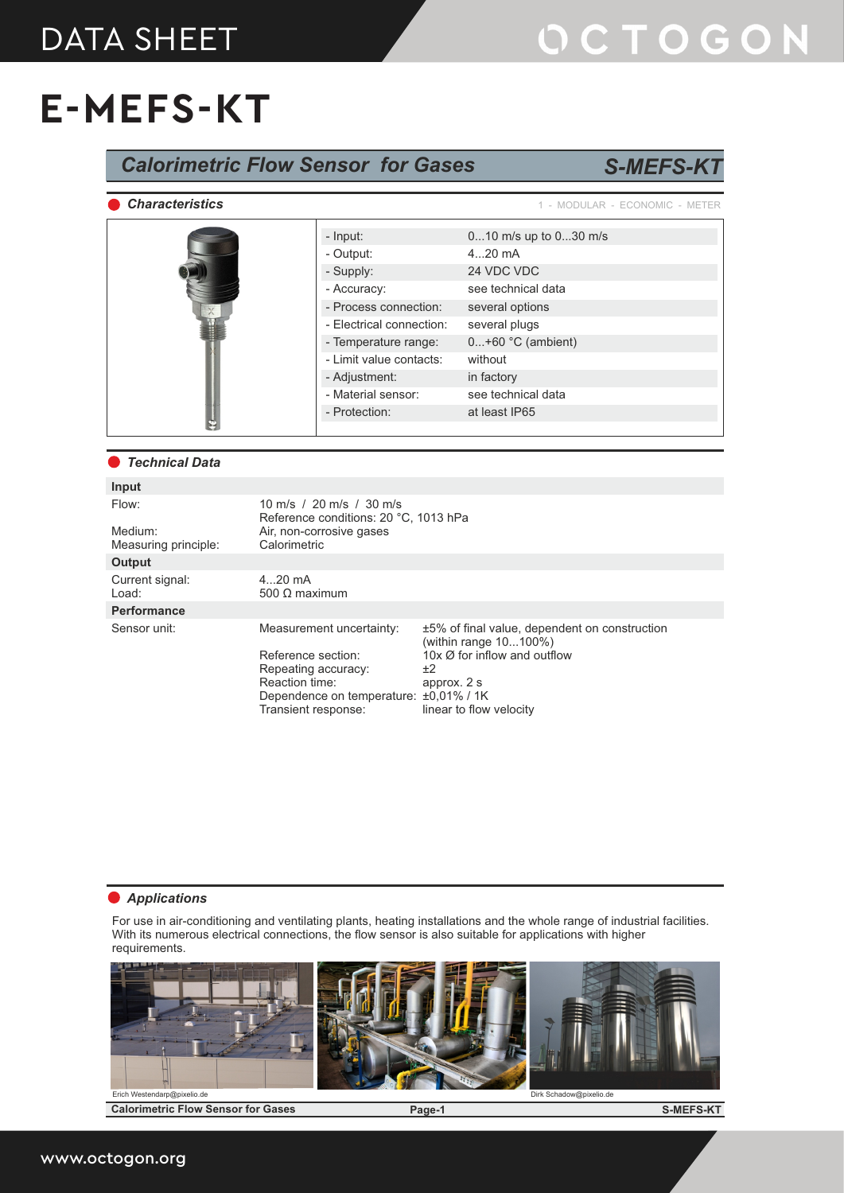DATA SHEET

# E-MEFS-KT

## Calorimetric Flow Sensor for Gases — S-MEFS-KT

### Characteristics

1 - MODULAR - ECONOMIC - METER

| | |
|---|---|
| - Input: | 0...10 m/s up to 0...30 m/s |
| - Output: | 4...20 mA |
| - Supply: | 24 VDC VDC |
| - Accuracy: | see technical data |
| - Process connection: | several options |
| - Electrical connection: | several plugs |
| - Temperature range: | 0...+60 °C (ambient) |
| - Limit value contacts: | without |
| - Adjustment: | in factory |
| - Material sensor: | see technical data |
| - Protection: | at least IP65 |

### Technical Data

**Input**

| | |
|---|---|
| Flow: | 10 m/s / 20 m/s / 30 m/s<br>Reference conditions: 20 °C, 1013 hPa |
| Medium: | Air, non-corrosive gases |
| Measuring principle: | Calorimetric |

**Output**

| | |
|---|---|
| Current signal: | 4...20 mA |
| Load: | 500 Ω maximum |

**Performance**

| | | |
|---|---|---|
| Sensor unit: | Measurement uncertainty: | ±5% of final value, dependent on construction (within range 10...100%) |
| | Reference section: | 10x Ø for inflow and outflow |
| | Repeating accuracy: | ±2 |
| | Reaction time: | approx. 2 s |
| | Dependence on temperature: | ±0,01% / 1K |
| | Transient response: | linear to flow velocity |

### Applications

For use in air-conditioning and ventilating plants, heating installations and the whole range of industrial facilities. With its numerous electrical connections, the flow sensor is also suitable for applications with higher requirements.

Erich Westendarp@pixelio.de

Dirk Schadow@pixelio.de

www.octogon.org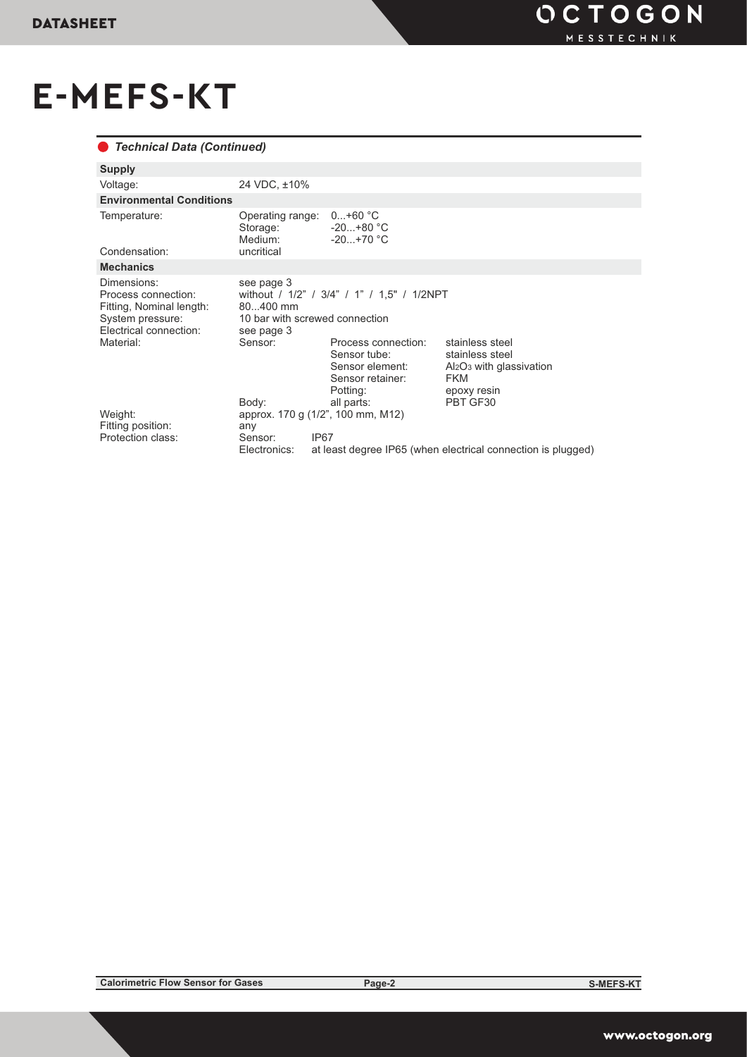# E-MEFS-KT

### Technical Data (Continued)

| **Supply** | | | |
|---|---|---|---|
| Voltage: | 24 VDC, ±10% | | |
| **Environmental Conditions** | | | |
| Temperature: | Operating range: | 0...+60 °C | |
| | Storage: | -20...+80 °C | |
| | Medium: | -20...+70 °C | |
| Condensation: | uncritical | | |
| **Mechanics** | | | |
| Dimensions: | see page 3 | | |
| Process connection: | without / 1/2" / 3/4" / 1" / 1,5" / 1/2NPT | | |
| Fitting, Nominal length: | 80...400 mm | | |
| System pressure: | 10 bar with screwed connection | | |
| Electrical connection: | see page 3 | | |
| Material: | Sensor: | Process connection: | stainless steel |
| | | Sensor tube: | stainless steel |
| | | Sensor element: | $Al_2O_3$ with glassivation |
| | | Sensor retainer: | FKM |
| | | Potting: | epoxy resin |
| | Body: | all parts: | PBT GF30 |
| Weight: | approx. 170 g (1/2", 100 mm, M12) | | |
| Fitting position: | any | | |
| Protection class: | Sensor: | IP67 | |
| | Electronics: | at least degree IP65 (when electrical connection is plugged) | |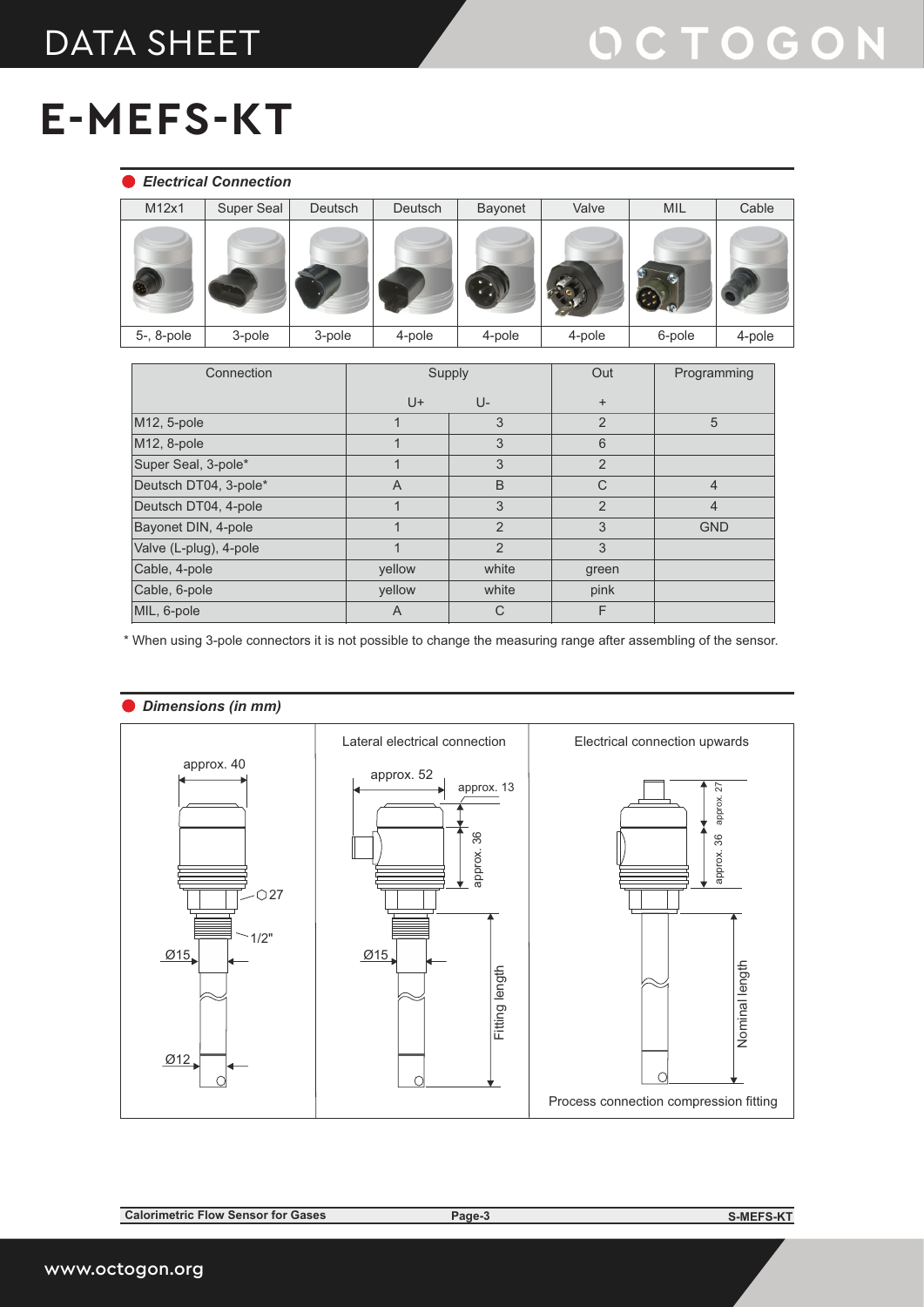# E-MEFS-KT

## *Electrical Connection*

| M12x1 | Super Seal | Deutsch | Deutsch | Bayonet | Valve | MIL | Cable |
|---|---|---|---|---|---|---|---|
| 5-, 8-pole | 3-pole | 3-pole | 4-pole | 4-pole | 4-pole | 6-pole | 4-pole |

| Connection | Supply | | Out | Programming |
|---|---|---|---|---|
| | U+ | U- | + | |
| M12, 5-pole | 1 | 3 | 2 | 5 |
| M12, 8-pole | 1 | 3 | 6 | |
| Super Seal, 3-pole* | 1 | 3 | 2 | |
| Deutsch DT04, 3-pole* | A | B | C | 4 |
| Deutsch DT04, 4-pole | 1 | 3 | 2 | 4 |
| Bayonet DIN, 4-pole | 1 | 2 | 3 | GND |
| Valve (L-plug), 4-pole | 1 | 2 | 3 | |
| Cable, 4-pole | yellow | white | green | |
| Cable, 6-pole | yellow | white | pink | |
| MIL, 6-pole | A | C | F | |

\* When using 3-pole connectors it is not possible to change the measuring range after assembling of the sensor.

## *Dimensions (in mm)*

approx. 40
⬡27
1/2"
Ø15
Ø12

Lateral electrical connection

approx. 52
approx. 13
approx. 36
Ø15
Fitting length

Electrical connection upwards

approx. 27
approx. 36
Nominal length

Process connection compression fitting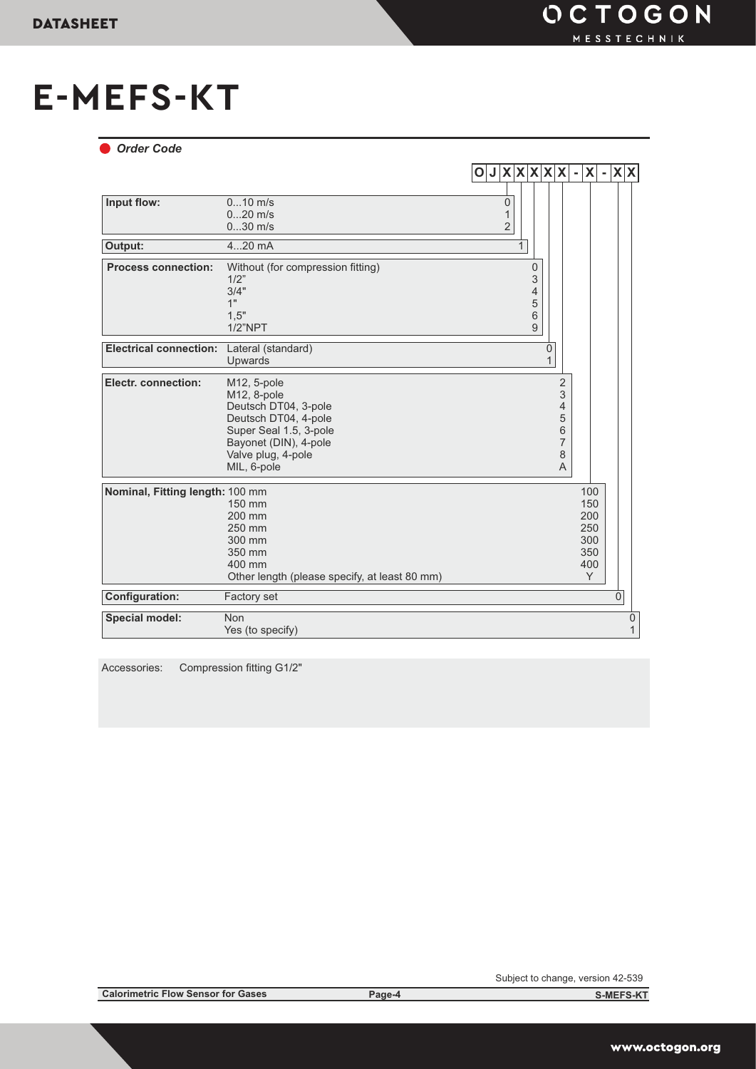# E-MEFS-KT

## Order Code

**O J X X X X X - X - X X**

| | | |
|---|---|---|
| **Input flow:** | 0...10 m/s | 0 |
| | 0...20 m/s | 1 |
| | 0...30 m/s | 2 |
| **Output:** | 4...20 mA | 1 |
| **Process connection:** | Without (for compression fitting) | 0 |
| | 1/2" | 3 |
| | 3/4" | 4 |
| | 1" | 5 |
| | 1,5" | 6 |
| | 1/2"NPT | 9 |
| **Electrical connection:** | Lateral (standard) | 0 |
| | Upwards | 1 |
| **Electr. connection:** | M12, 5-pole | 2 |
| | M12, 8-pole | 3 |
| | Deutsch DT04, 3-pole | 4 |
| | Deutsch DT04, 4-pole | 5 |
| | Super Seal 1.5, 3-pole | 6 |
| | Bayonet (DIN), 4-pole | 7 |
| | Valve plug, 4-pole | 8 |
| | MIL, 6-pole | A |
| **Nominal, Fitting length:** | 100 mm | 100 |
| | 150 mm | 150 |
| | 200 mm | 200 |
| | 250 mm | 250 |
| | 300 mm | 300 |
| | 350 mm | 350 |
| | 400 mm | 400 |
| | Other length (please specify, at least 80 mm) | Y |
| **Configuration:** | Factory set | 0 |
| **Special model:** | Non | 0 |
| | Yes (to specify) | 1 |

Accessories: Compression fitting G1/2"

Subject to change, version 42-539